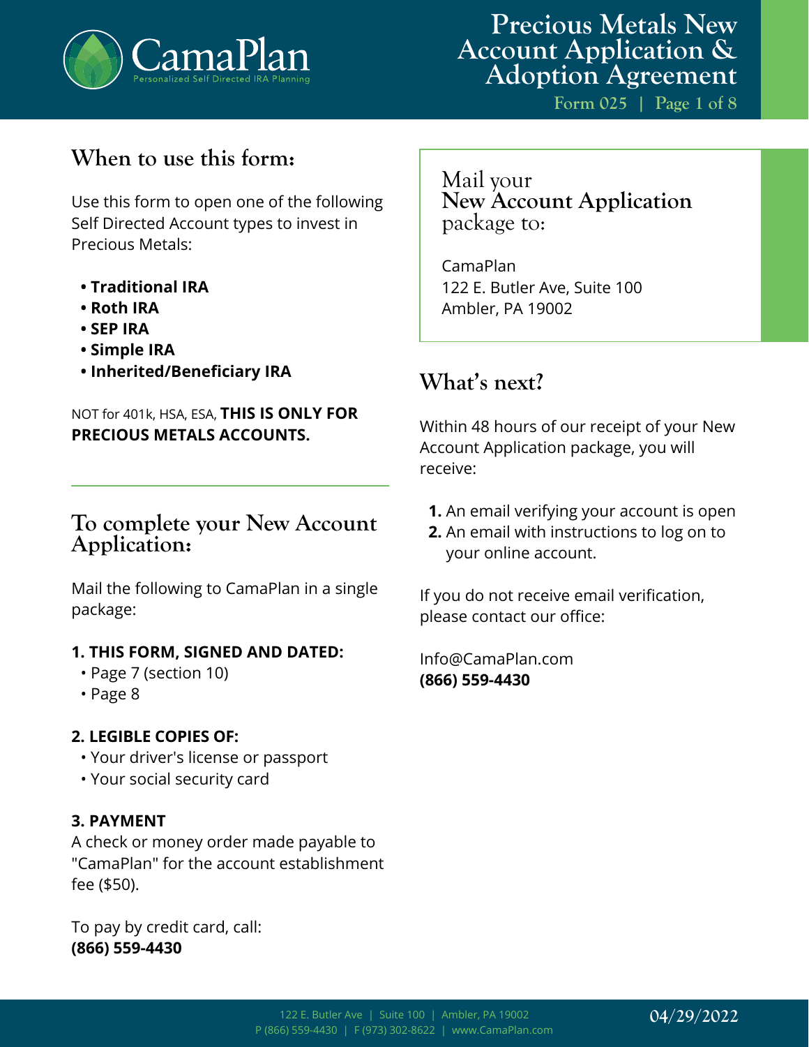# Precious Metals New Account Application & Adoption Agreement

Form 025

## When to use this form:

Use this form to open one of the following Self Directed Account types to invest in Precious Metals:

- **Traditional IRA**
- **Roth IRA**
- **SEP IRA**
- **Simple IRA**
- **Inherited/Beneficiary IRA**

NOT for 401k, HSA, ESA, **THIS IS ONLY FOR PRECIOUS METALS ACCOUNTS.**

## To complete your New Account Application:

Mail the following to CamaPlan in a single package:

**1. THIS FORM, SIGNED AND DATED:**

- Page 7 (section 10)
- Page 8

**2. LEGIBLE COPIES OF:**

- Your driver's license or passport
- Your social security card

**3. PAYMENT**

A check or money order made payable to "CamaPlan" for the account establishment fee ($50).

To pay by credit card, call:
**(866) 559-4430**

## Mail your **New Account Application** package to:

CamaPlan
122 E. Butler Ave, Suite 100
Ambler, PA 19002

## What's next?

Within 48 hours of our receipt of your New Account Application package, you will receive:

1. An email verifying your account is open
2. An email with instructions to log on to your online account.

If you do not receive email verification, please contact our office:

Info@CamaPlan.com
**(866) 559-4430**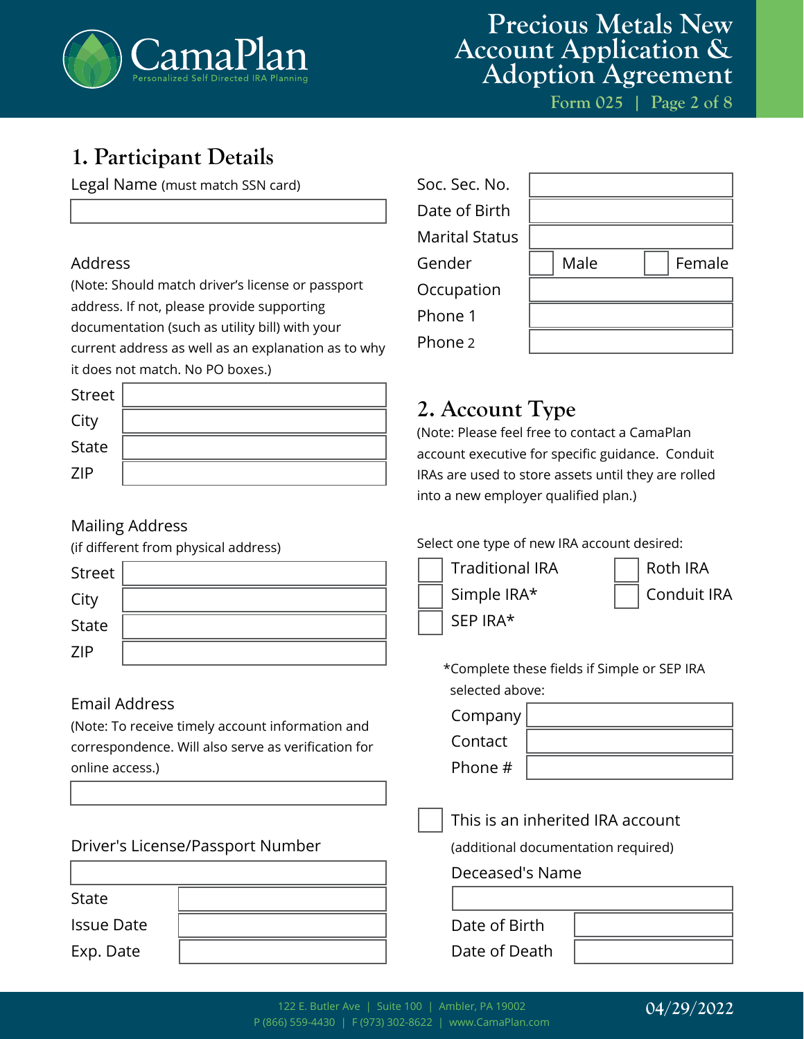# Precious Metals New Account Application & Adoption Agreement

Form 025

## 1. Participant Details

Legal Name (must match SSN card)

______________________

**Address**

(Note: Should match driver's license or passport address. If not, please provide supporting documentation (such as utility bill) with your current address as well as an explanation as to why it does not match. No PO boxes.)

| | |
|---|---|
| Street | |
| City | |
| State | |
| ZIP | |

**Mailing Address**

(if different from physical address)

| | |
|---|---|
| Street | |
| City | |
| State | |
| ZIP | |

**Email Address**

(Note: To receive timely account information and correspondence. Will also serve as verification for online access.)

______________________

**Driver's License/Passport Number**

______________________

| | |
|---|---|
| State | |
| Issue Date | |
| Exp. Date | |

| | |
|---|---|
| Soc. Sec. No. | |
| Date of Birth | |
| Marital Status | |
| Gender | ☐ Male ☐ Female |
| Occupation | |
| Phone 1 | |
| Phone 2 | |

## 2. Account Type

(Note: Please feel free to contact a CamaPlan account executive for specific guidance. Conduit IRAs are used to store assets until they are rolled into a new employer qualified plan.)

Select one type of new IRA account desired:

- ☐ Traditional IRA
- ☐ Roth IRA
- ☐ Simple IRA*
- ☐ Conduit IRA
- ☐ SEP IRA*

*Complete these fields if Simple or SEP IRA selected above:

| | |
|---|---|
| Company | |
| Contact | |
| Phone # | |

☐ This is an inherited IRA account

(additional documentation required)

Deceased's Name

______________________

| | |
|---|---|
| Date of Birth | |
| Date of Death | |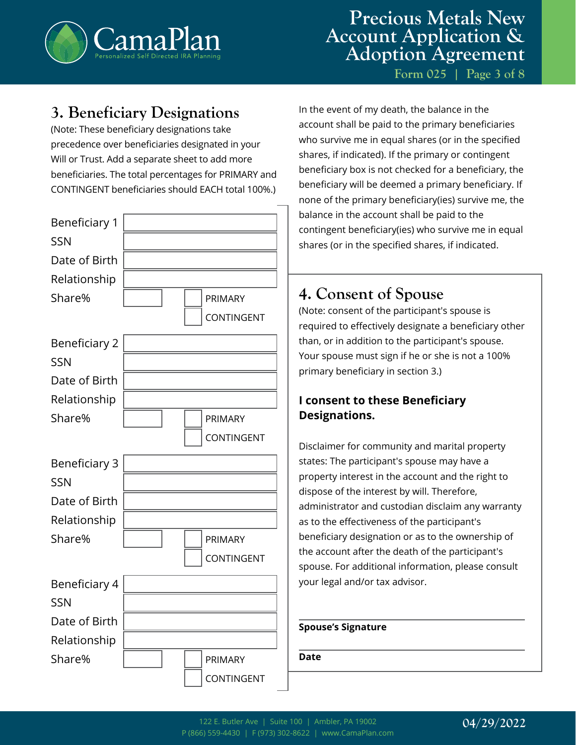## 3. Beneficiary Designations

(Note: These beneficiary designations take precedence over beneficiaries designated in your Will or Trust. Add a separate sheet to add more beneficiaries. The total percentages for PRIMARY and CONTINGENT beneficiaries should EACH total 100%.)

Beneficiary 1 \_\_\_\_\_\_\_\_\_\_\_\_\_\_\_\_

SSN \_\_\_\_\_\_\_\_\_\_\_\_\_\_\_\_

Date of Birth \_\_\_\_\_\_\_\_\_\_\_\_\_\_\_\_

Relationship \_\_\_\_\_\_\_\_\_\_\_\_\_\_\_\_

Share% \_\_\_\_\_\_ ☐ PRIMARY ☐ CONTINGENT

Beneficiary 2 \_\_\_\_\_\_\_\_\_\_\_\_\_\_\_\_

SSN \_\_\_\_\_\_\_\_\_\_\_\_\_\_\_\_

Date of Birth \_\_\_\_\_\_\_\_\_\_\_\_\_\_\_\_

Relationship \_\_\_\_\_\_\_\_\_\_\_\_\_\_\_\_

Share% \_\_\_\_\_\_ ☐ PRIMARY ☐ CONTINGENT

Beneficiary 3 \_\_\_\_\_\_\_\_\_\_\_\_\_\_\_\_

SSN \_\_\_\_\_\_\_\_\_\_\_\_\_\_\_\_

Date of Birth \_\_\_\_\_\_\_\_\_\_\_\_\_\_\_\_

Relationship \_\_\_\_\_\_\_\_\_\_\_\_\_\_\_\_

Share% \_\_\_\_\_\_ ☐ PRIMARY ☐ CONTINGENT

Beneficiary 4 \_\_\_\_\_\_\_\_\_\_\_\_\_\_\_\_

SSN \_\_\_\_\_\_\_\_\_\_\_\_\_\_\_\_

Date of Birth \_\_\_\_\_\_\_\_\_\_\_\_\_\_\_\_

Relationship \_\_\_\_\_\_\_\_\_\_\_\_\_\_\_\_

Share% \_\_\_\_\_\_ ☐ PRIMARY ☐ CONTINGENT

In the event of my death, the balance in the account shall be paid to the primary beneficiaries who survive me in equal shares (or in the specified shares, if indicated). If the primary or contingent beneficiary box is not checked for a beneficiary, the beneficiary will be deemed a primary beneficiary. If none of the primary beneficiary(ies) survive me, the balance in the account shall be paid to the contingent beneficiary(ies) who survive me in equal shares (or in the specified shares, if indicated.

## 4. Consent of Spouse

(Note: consent of the participant's spouse is required to effectively designate a beneficiary other than, or in addition to the participant's spouse. Your spouse must sign if he or she is not a 100% primary beneficiary in section 3.)

**I consent to these Beneficiary Designations.**

Disclaimer for community and marital property states: The participant's spouse may have a property interest in the account and the right to dispose of the interest by will. Therefore, administrator and custodian disclaim any warranty as to the effectiveness of the participant's beneficiary designation or as to the ownership of the account after the death of the participant's spouse. For additional information, please consult your legal and/or tax advisor.

\_\_\_\_\_\_\_\_\_\_\_\_\_\_\_\_\_\_\_\_\_\_\_\_

**Spouse's Signature**

\_\_\_\_\_\_\_\_\_\_\_\_\_\_\_\_\_\_\_\_\_\_\_\_

**Date**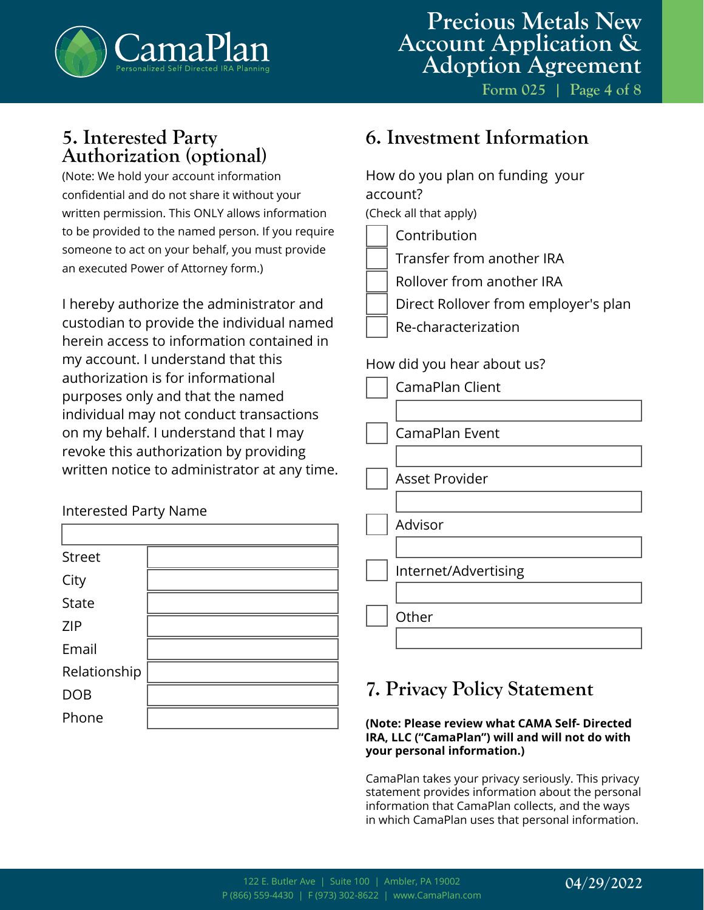## 5. Interested Party Authorization (optional)

(Note: We hold your account information confidential and do not share it without your written permission. This ONLY allows information to be provided to the named person. If you require someone to act on your behalf, you must provide an executed Power of Attorney form.)

I hereby authorize the administrator and custodian to provide the individual named herein access to information contained in my account. I understand that this authorization is for informational purposes only and that the named individual may not conduct transactions on my behalf. I understand that I may revoke this authorization by providing written notice to administrator at any time.

Interested Party Name

______________________

| | |
|---|---|
| Street | |
| City | |
| State | |
| ZIP | |
| Email | |
| Relationship | |
| DOB | |
| Phone | |

## 6. Investment Information

How do you plan on funding your account?
(Check all that apply)

- ☐ Contribution
- ☐ Transfer from another IRA
- ☐ Rollover from another IRA
- ☐ Direct Rollover from employer's plan
- ☐ Re-characterization

How did you hear about us?

- ☐ CamaPlan Client ______________________
- ☐ CamaPlan Event ______________________
- ☐ Asset Provider ______________________
- ☐ Advisor ______________________
- ☐ Internet/Advertising ______________________
- ☐ Other ______________________

## 7. Privacy Policy Statement

**(Note: Please review what CAMA Self- Directed IRA, LLC ("CamaPlan") will and will not do with your personal information.)**

CamaPlan takes your privacy seriously. This privacy statement provides information about the personal information that CamaPlan collects, and the ways in which CamaPlan uses that personal information.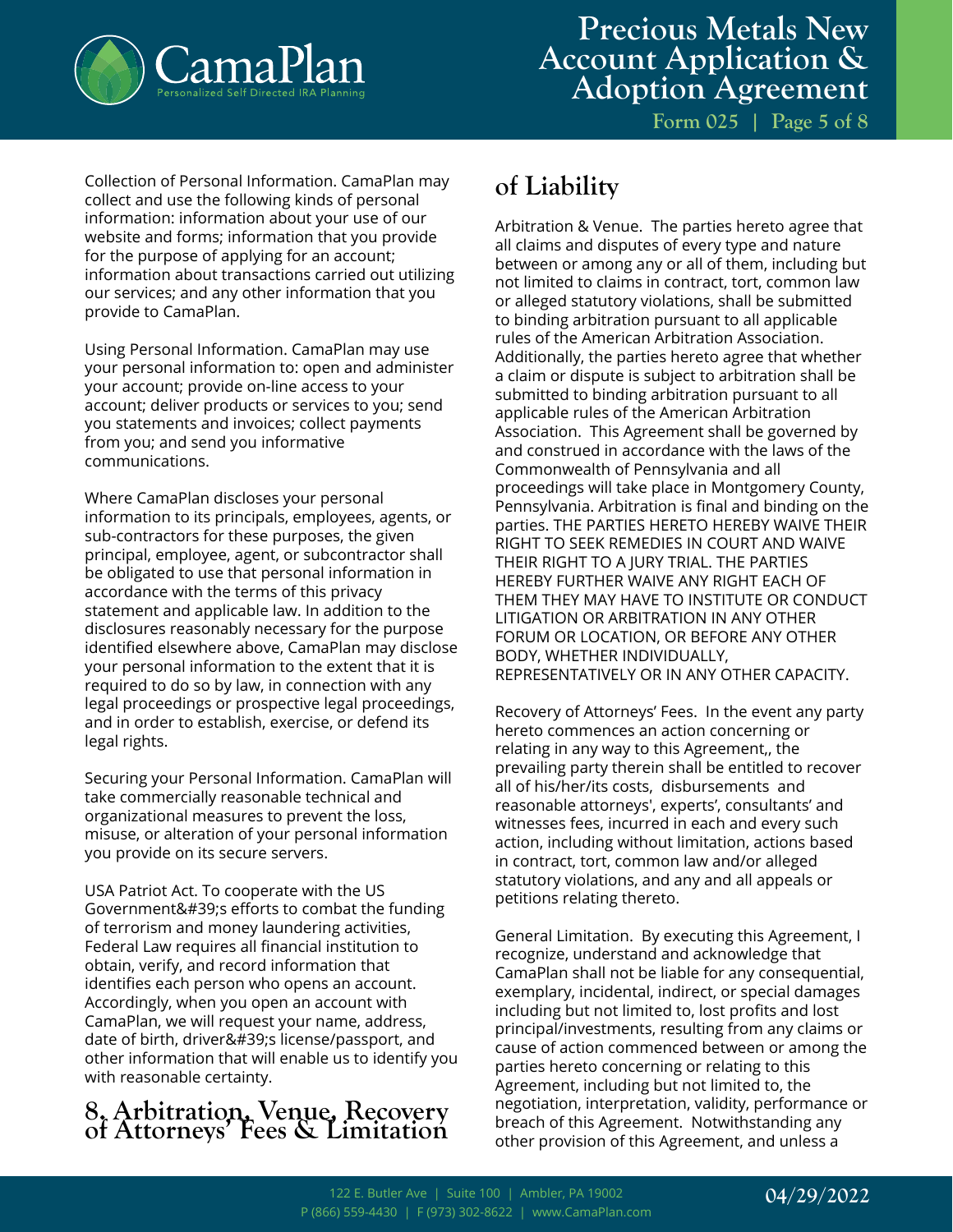Collection of Personal Information. CamaPlan may collect and use the following kinds of personal information: information about your use of our website and forms; information that you provide for the purpose of applying for an account; information about transactions carried out utilizing our services; and any other information that you provide to CamaPlan.

Using Personal Information. CamaPlan may use your personal information to: open and administer your account; provide on-line access to your account; deliver products or services to you; send you statements and invoices; collect payments from you; and send you informative communications.

Where CamaPlan discloses your personal information to its principals, employees, agents, or sub-contractors for these purposes, the given principal, employee, agent, or subcontractor shall be obligated to use that personal information in accordance with the terms of this privacy statement and applicable law. In addition to the disclosures reasonably necessary for the purpose identified elsewhere above, CamaPlan may disclose your personal information to the extent that it is required to do so by law, in connection with any legal proceedings or prospective legal proceedings, and in order to establish, exercise, or defend its legal rights.

Securing your Personal Information. CamaPlan will take commercially reasonable technical and organizational measures to prevent the loss, misuse, or alteration of your personal information you provide on its secure servers.

USA Patriot Act. To cooperate with the US Government&#39;s efforts to combat the funding of terrorism and money laundering activities, Federal Law requires all financial institution to obtain, verify, and record information that identifies each person who opens an account. Accordingly, when you open an account with CamaPlan, we will request your name, address, date of birth, driver&#39;s license/passport, and other information that will enable us to identify you with reasonable certainty.

## 8. Arbitration, Venue, Recovery of Attorneys' Fees & Limitation of Liability

Arbitration & Venue. The parties hereto agree that all claims and disputes of every type and nature between or among any or all of them, including but not limited to claims in contract, tort, common law or alleged statutory violations, shall be submitted to binding arbitration pursuant to all applicable rules of the American Arbitration Association. Additionally, the parties hereto agree that whether a claim or dispute is subject to arbitration shall be submitted to binding arbitration pursuant to all applicable rules of the American Arbitration Association. This Agreement shall be governed by and construed in accordance with the laws of the Commonwealth of Pennsylvania and all proceedings will take place in Montgomery County, Pennsylvania. Arbitration is final and binding on the parties. THE PARTIES HERETO HEREBY WAIVE THEIR RIGHT TO SEEK REMEDIES IN COURT AND WAIVE THEIR RIGHT TO A JURY TRIAL. THE PARTIES HEREBY FURTHER WAIVE ANY RIGHT EACH OF THEM THEY MAY HAVE TO INSTITUTE OR CONDUCT LITIGATION OR ARBITRATION IN ANY OTHER FORUM OR LOCATION, OR BEFORE ANY OTHER BODY, WHETHER INDIVIDUALLY, REPRESENTATIVELY OR IN ANY OTHER CAPACITY.

Recovery of Attorneys' Fees. In the event any party hereto commences an action concerning or relating in any way to this Agreement,, the prevailing party therein shall be entitled to recover all of his/her/its costs, disbursements and reasonable attorneys', experts', consultants' and witnesses fees, incurred in each and every such action, including without limitation, actions based in contract, tort, common law and/or alleged statutory violations, and any and all appeals or petitions relating thereto.

General Limitation. By executing this Agreement, I recognize, understand and acknowledge that CamaPlan shall not be liable for any consequential, exemplary, incidental, indirect, or special damages including but not limited to, lost profits and lost principal/investments, resulting from any claims or cause of action commenced between or among the parties hereto concerning or relating to this Agreement, including but not limited to, the negotiation, interpretation, validity, performance or breach of this Agreement. Notwithstanding any other provision of this Agreement, and unless a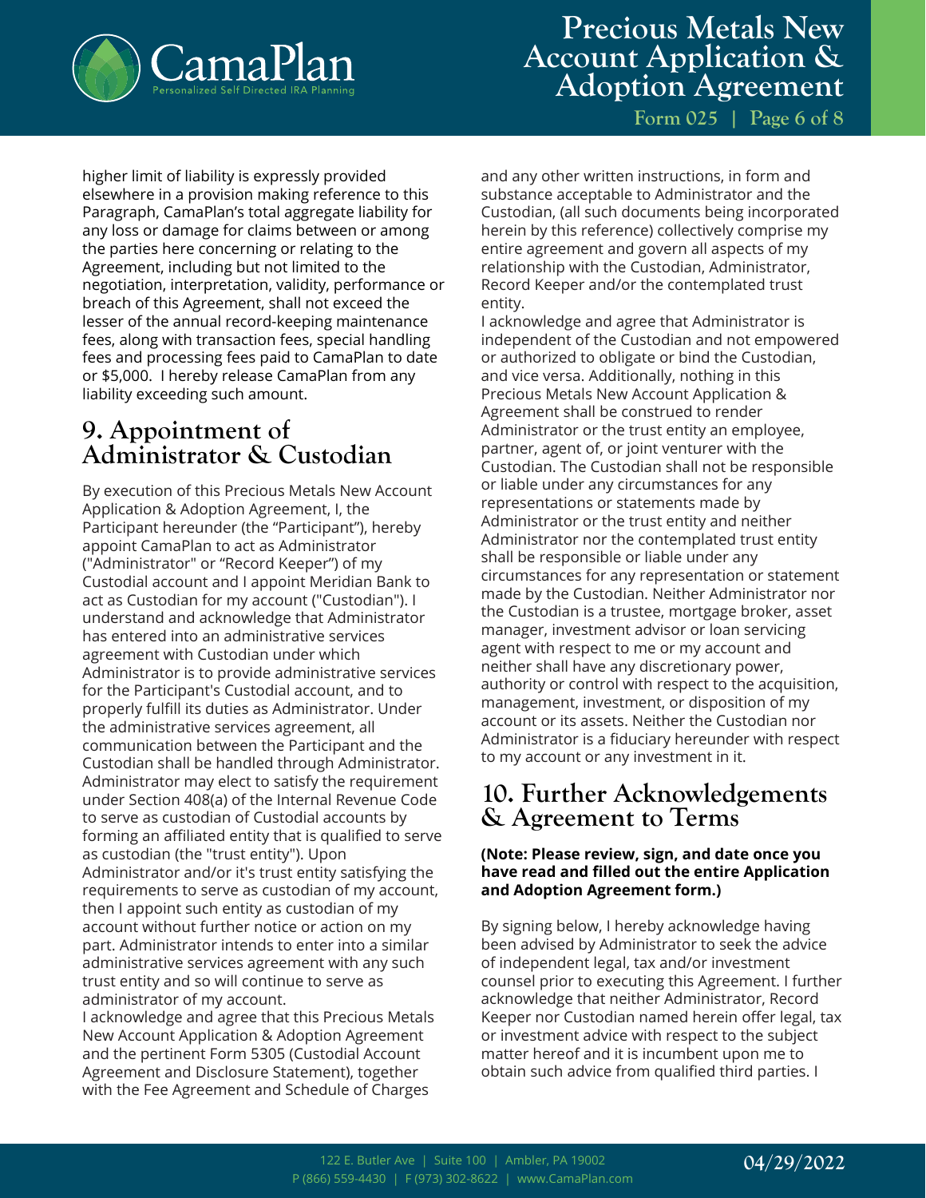higher limit of liability is expressly provided elsewhere in a provision making reference to this Paragraph, CamaPlan's total aggregate liability for any loss or damage for claims between or among the parties here concerning or relating to the Agreement, including but not limited to the negotiation, interpretation, validity, performance or breach of this Agreement, shall not exceed the lesser of the annual record-keeping maintenance fees, along with transaction fees, special handling fees and processing fees paid to CamaPlan to date or $5,000. I hereby release CamaPlan from any liability exceeding such amount.

## 9. Appointment of Administrator & Custodian

By execution of this Precious Metals New Account Application & Adoption Agreement, I, the Participant hereunder (the "Participant"), hereby appoint CamaPlan to act as Administrator ("Administrator" or "Record Keeper") of my Custodial account and I appoint Meridian Bank to act as Custodian for my account ("Custodian"). I understand and acknowledge that Administrator has entered into an administrative services agreement with Custodian under which Administrator is to provide administrative services for the Participant's Custodial account, and to properly fulfill its duties as Administrator. Under the administrative services agreement, all communication between the Participant and the Custodian shall be handled through Administrator. Administrator may elect to satisfy the requirement under Section 408(a) of the Internal Revenue Code to serve as custodian of Custodial accounts by forming an affiliated entity that is qualified to serve as custodian (the "trust entity"). Upon Administrator and/or it's trust entity satisfying the requirements to serve as custodian of my account, then I appoint such entity as custodian of my account without further notice or action on my part. Administrator intends to enter into a similar administrative services agreement with any such trust entity and so will continue to serve as administrator of my account.

I acknowledge and agree that this Precious Metals New Account Application & Adoption Agreement and the pertinent Form 5305 (Custodial Account Agreement and Disclosure Statement), together with the Fee Agreement and Schedule of Charges and any other written instructions, in form and substance acceptable to Administrator and the Custodian, (all such documents being incorporated herein by this reference) collectively comprise my entire agreement and govern all aspects of my relationship with the Custodian, Administrator, Record Keeper and/or the contemplated trust entity.

I acknowledge and agree that Administrator is independent of the Custodian and not empowered or authorized to obligate or bind the Custodian, and vice versa. Additionally, nothing in this Precious Metals New Account Application & Agreement shall be construed to render Administrator or the trust entity an employee, partner, agent of, or joint venturer with the Custodian. The Custodian shall not be responsible or liable under any circumstances for any representations or statements made by Administrator or the trust entity and neither Administrator nor the contemplated trust entity shall be responsible or liable under any circumstances for any representation or statement made by the Custodian. Neither Administrator nor the Custodian is a trustee, mortgage broker, asset manager, investment advisor or loan servicing agent with respect to me or my account and neither shall have any discretionary power, authority or control with respect to the acquisition, management, investment, or disposition of my account or its assets. Neither the Custodian nor Administrator is a fiduciary hereunder with respect to my account or any investment in it.

## 10. Further Acknowledgements & Agreement to Terms

**(Note: Please review, sign, and date once you have read and filled out the entire Application and Adoption Agreement form.)**

By signing below, I hereby acknowledge having been advised by Administrator to seek the advice of independent legal, tax and/or investment counsel prior to executing this Agreement. I further acknowledge that neither Administrator, Record Keeper nor Custodian named herein offer legal, tax or investment advice with respect to the subject matter hereof and it is incumbent upon me to obtain such advice from qualified third parties. I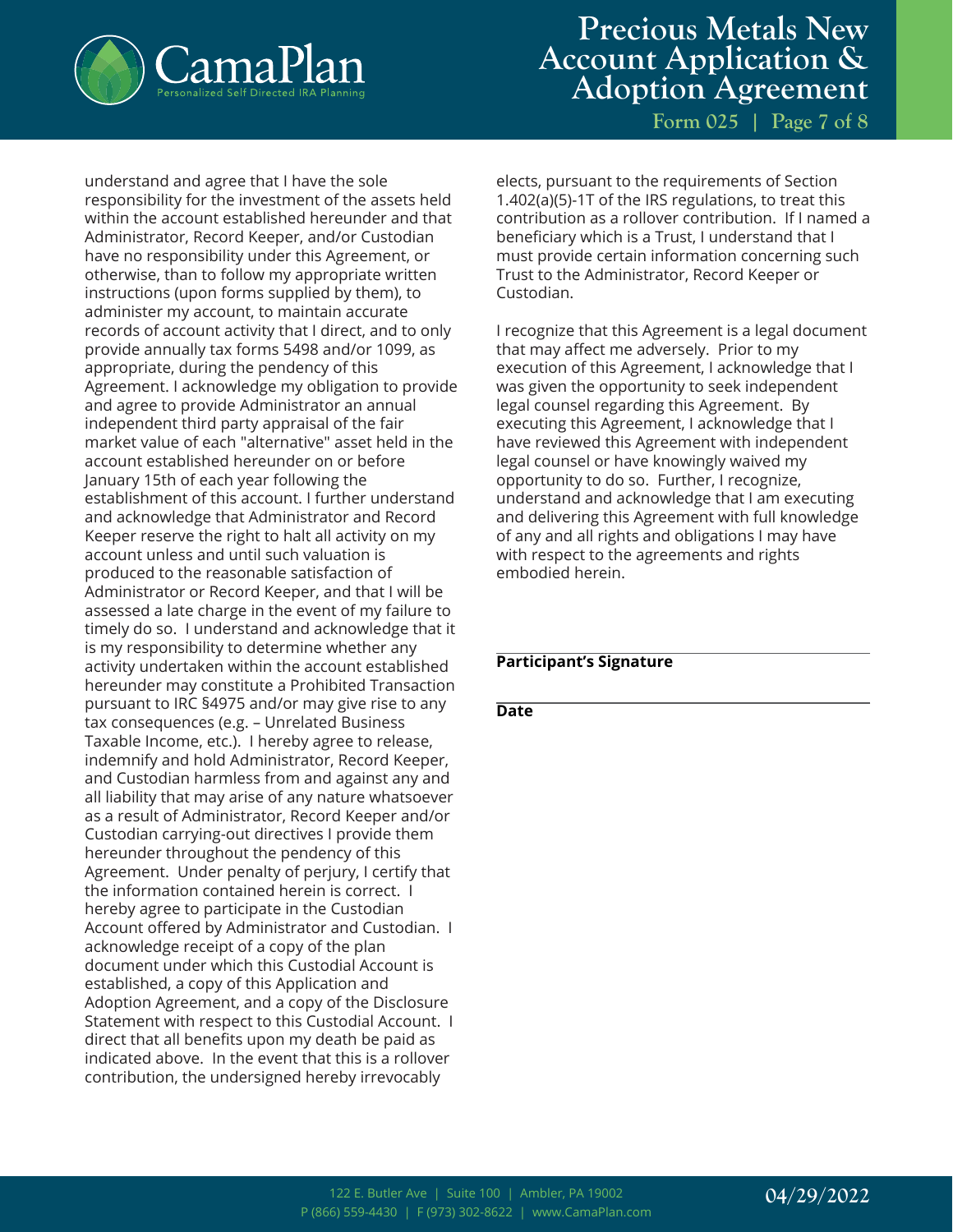understand and agree that I have the sole responsibility for the investment of the assets held within the account established hereunder and that Administrator, Record Keeper, and/or Custodian have no responsibility under this Agreement, or otherwise, than to follow my appropriate written instructions (upon forms supplied by them), to administer my account, to maintain accurate records of account activity that I direct, and to only provide annually tax forms 5498 and/or 1099, as appropriate, during the pendency of this Agreement. I acknowledge my obligation to provide and agree to provide Administrator an annual independent third party appraisal of the fair market value of each "alternative" asset held in the account established hereunder on or before January 15th of each year following the establishment of this account. I further understand and acknowledge that Administrator and Record Keeper reserve the right to halt all activity on my account unless and until such valuation is produced to the reasonable satisfaction of Administrator or Record Keeper, and that I will be assessed a late charge in the event of my failure to timely do so. I understand and acknowledge that it is my responsibility to determine whether any activity undertaken within the account established hereunder may constitute a Prohibited Transaction pursuant to IRC §4975 and/or may give rise to any tax consequences (e.g. – Unrelated Business Taxable Income, etc.). I hereby agree to release, indemnify and hold Administrator, Record Keeper, and Custodian harmless from and against any and all liability that may arise of any nature whatsoever as a result of Administrator, Record Keeper and/or Custodian carrying-out directives I provide them hereunder throughout the pendency of this Agreement. Under penalty of perjury, I certify that the information contained herein is correct. I hereby agree to participate in the Custodian Account offered by Administrator and Custodian. I acknowledge receipt of a copy of the plan document under which this Custodial Account is established, a copy of this Application and Adoption Agreement, and a copy of the Disclosure Statement with respect to this Custodial Account. I direct that all benefits upon my death be paid as indicated above. In the event that this is a rollover contribution, the undersigned hereby irrevocably elects, pursuant to the requirements of Section 1.402(a)(5)-1T of the IRS regulations, to treat this contribution as a rollover contribution. If I named a beneficiary which is a Trust, I understand that I must provide certain information concerning such Trust to the Administrator, Record Keeper or Custodian.

I recognize that this Agreement is a legal document that may affect me adversely. Prior to my execution of this Agreement, I acknowledge that I was given the opportunity to seek independent legal counsel regarding this Agreement. By executing this Agreement, I acknowledge that I have reviewed this Agreement with independent legal counsel or have knowingly waived my opportunity to do so. Further, I recognize, understand and acknowledge that I am executing and delivering this Agreement with full knowledge of any and all rights and obligations I may have with respect to the agreements and rights embodied herein.

___________________________________

**Participant's Signature**

___________________________________

**Date**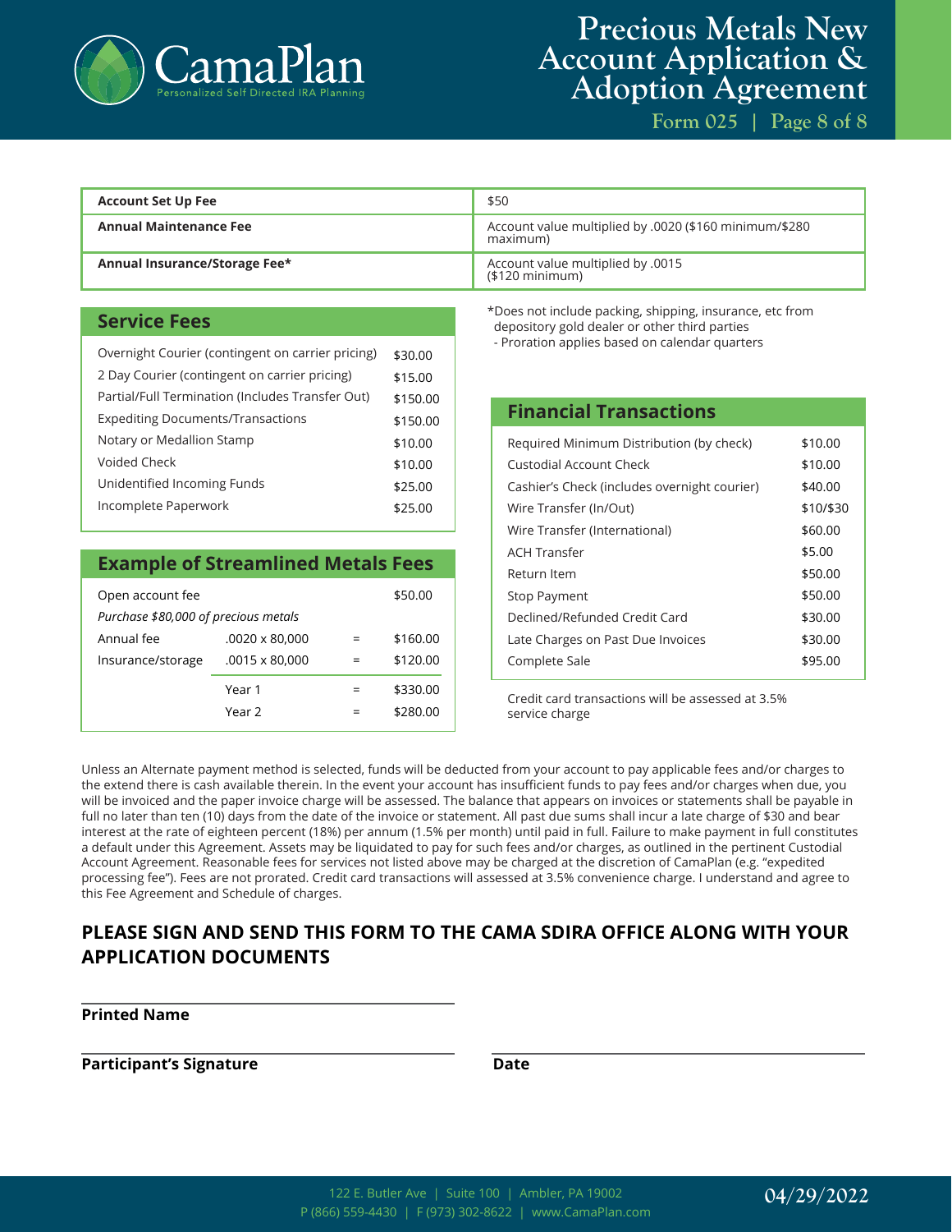| | |
|---|---|
| **Account Set Up Fee** | $50 |
| **Annual Maintenance Fee** | Account value multiplied by .0020 ($160 minimum/$280 maximum) |
| **Annual Insurance/Storage Fee*** | Account value multiplied by .0015 ($120 minimum) |

*Does not include packing, shipping, insurance, etc from depository gold dealer or other third parties
- Proration applies based on calendar quarters

## Service Fees

| | |
|---|---|
| Overnight Courier (contingent on carrier pricing) | $30.00 |
| 2 Day Courier (contingent on carrier pricing) | $15.00 |
| Partial/Full Termination (Includes Transfer Out) | $150.00 |
| Expediting Documents/Transactions | $150.00 |
| Notary or Medallion Stamp | $10.00 |
| Voided Check | $10.00 |
| Unidentified Incoming Funds | $25.00 |
| Incomplete Paperwork | $25.00 |

## Example of Streamlined Metals Fees

| | | | |
|---|---|---|---|
| Open account fee | | | $50.00 |
| *Purchase $80,000 of precious metals* | | | |
| Annual fee | .0020 x 80,000 | = | $160.00 |
| Insurance/storage | .0015 x 80,000 | = | $120.00 |
| | Year 1 | = | $330.00 |
| | Year 2 | = | $280.00 |

## Financial Transactions

| | |
|---|---|
| Required Minimum Distribution (by check) | $10.00 |
| Custodial Account Check | $10.00 |
| Cashier's Check (includes overnight courier) | $40.00 |
| Wire Transfer (In/Out) | $10/$30 |
| Wire Transfer (International) | $60.00 |
| ACH Transfer | $5.00 |
| Return Item | $50.00 |
| Stop Payment | $50.00 |
| Declined/Refunded Credit Card | $30.00 |
| Late Charges on Past Due Invoices | $30.00 |
| Complete Sale | $95.00 |

Credit card transactions will be assessed at 3.5% service charge

Unless an Alternate payment method is selected, funds will be deducted from your account to pay applicable fees and/or charges to the extend there is cash available therein. In the event your account has insufficient funds to pay fees and/or charges when due, you will be invoiced and the paper invoice charge will be assessed. The balance that appears on invoices or statements shall be payable in full no later than ten (10) days from the date of the invoice or statement. All past due sums shall incur a late charge of $30 and bear interest at the rate of eighteen percent (18%) per annum (1.5% per month) until paid in full. Failure to make payment in full constitutes a default under this Agreement. Assets may be liquidated to pay for such fees and/or charges, as outlined in the pertinent Custodial Account Agreement. Reasonable fees for services not listed above may be charged at the discretion of CamaPlan (e.g. "expedited processing fee"). Fees are not prorated. Credit card transactions will assessed at 3.5% convenience charge. I understand and agree to this Fee Agreement and Schedule of charges.

## PLEASE SIGN AND SEND THIS FORM TO THE CAMA SDIRA OFFICE ALONG WITH YOUR APPLICATION DOCUMENTS

**Printed Name**

**Participant's Signature** **Date**